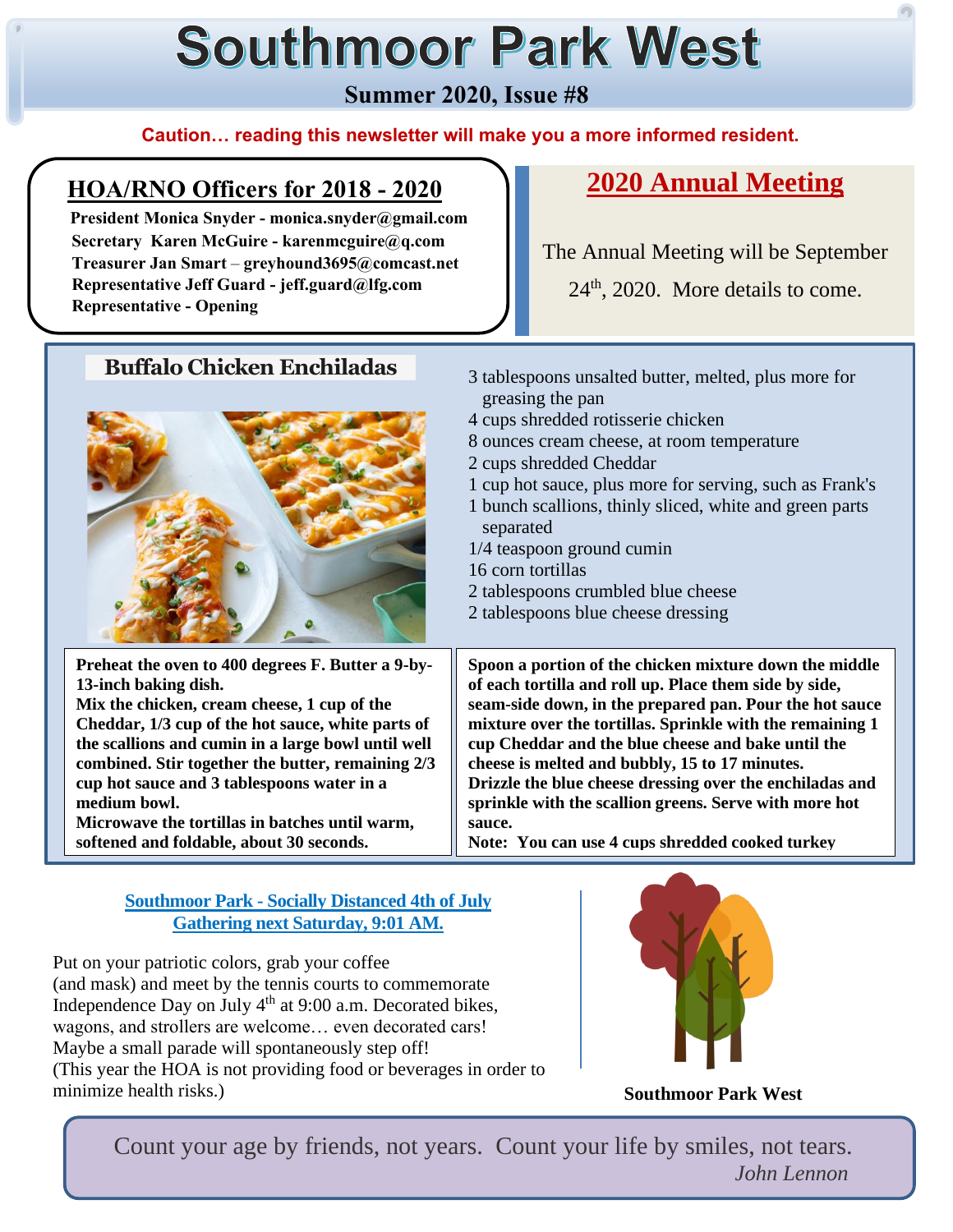# Southmoor Park West

**Summer 2020, Issue #8**

**Caution… reading this newsletter will make you a more informed resident.**

## HOA/RNO Officers for 2018 - 2020

**President Monica Snyder - monica.snyder@gmail.com**
**Secretary Karen McGuire - karenmcguire@q.com**
**Treasurer Jan Smart – greyhound3695@comcast.net**
**Representative Jeff Guard - jeff.guard@lfg.com**
**Representative - Opening**

## 2020 Annual Meeting

The Annual Meeting will be September 24th, 2020. More details to come.

## Buffalo Chicken Enchiladas

- 3 tablespoons unsalted butter, melted, plus more for greasing the pan
- 4 cups shredded rotisserie chicken
- 8 ounces cream cheese, at room temperature
- 2 cups shredded Cheddar
- 1 cup hot sauce, plus more for serving, such as Frank's
- 1 bunch scallions, thinly sliced, white and green parts separated
- 1/4 teaspoon ground cumin
- 16 corn tortillas
- 2 tablespoons crumbled blue cheese
- 2 tablespoons blue cheese dressing

**Preheat the oven to 400 degrees F. Butter a 9-by-13-inch baking dish.**
**Mix the chicken, cream cheese, 1 cup of the Cheddar, 1/3 cup of the hot sauce, white parts of the scallions and cumin in a large bowl until well combined. Stir together the butter, remaining 2/3 cup hot sauce and 3 tablespoons water in a medium bowl.**
**Microwave the tortillas in batches until warm, softened and foldable, about 30 seconds.**

**Spoon a portion of the chicken mixture down the middle of each tortilla and roll up. Place them side by side, seam-side down, in the prepared pan. Pour the hot sauce mixture over the tortillas. Sprinkle with the remaining 1 cup Cheddar and the blue cheese and bake until the cheese is melted and bubbly, 15 to 17 minutes.**
**Drizzle the blue cheese dressing over the enchiladas and sprinkle with the scallion greens. Serve with more hot sauce.**
**Note: You can use 4 cups shredded cooked turkey**

## Southmoor Park - Socially Distanced 4th of July Gathering next Saturday, 9:01 AM.

Put on your patriotic colors, grab your coffee (and mask) and meet by the tennis courts to commemorate Independence Day on July 4th at 9:00 a.m. Decorated bikes, wagons, and strollers are welcome… even decorated cars! Maybe a small parade will spontaneously step off!
(This year the HOA is not providing food or beverages in order to minimize health risks.)

**Southmoor Park West**

Count your age by friends, not years. Count your life by smiles, not tears.
*John Lennon*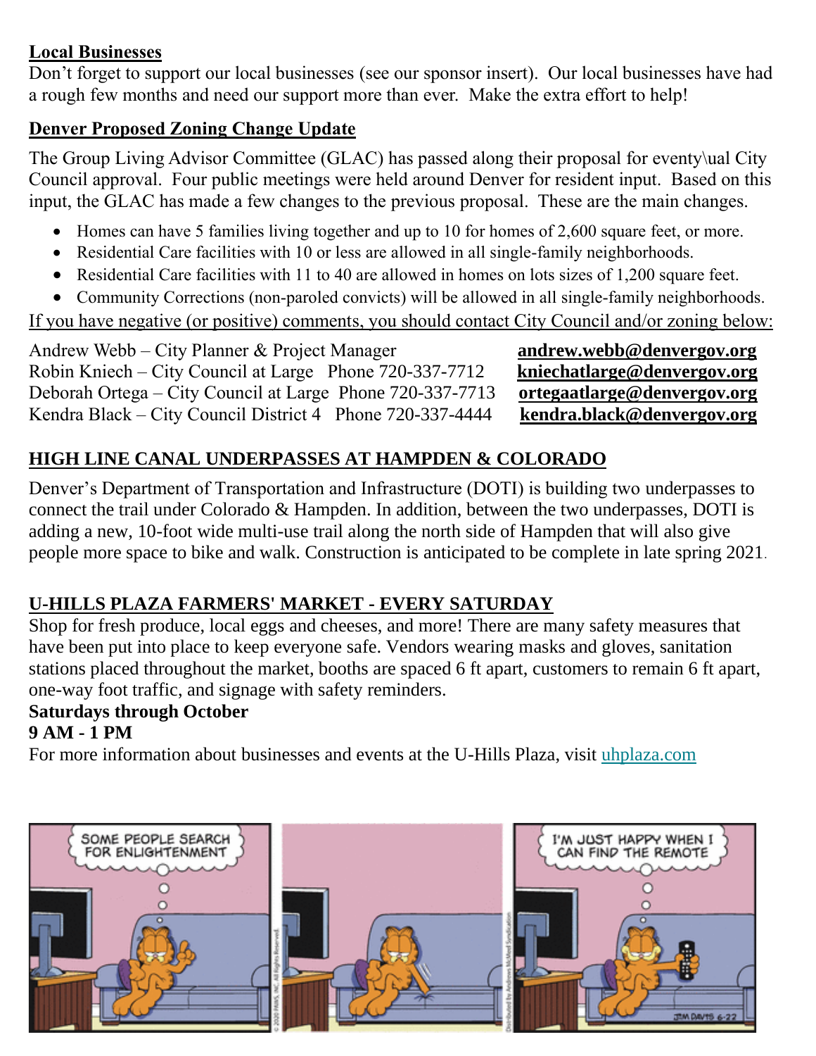**Local Businesses**

Don't forget to support our local businesses (see our sponsor insert). Our local businesses have had a rough few months and need our support more than ever. Make the extra effort to help!

**Denver Proposed Zoning Change Update**

The Group Living Advisor Committee (GLAC) has passed along their proposal for eventy\ual City Council approval. Four public meetings were held around Denver for resident input. Based on this input, the GLAC has made a few changes to the previous proposal. These are the main changes.

- Homes can have 5 families living together and up to 10 for homes of 2,600 square feet, or more.
- Residential Care facilities with 10 or less are allowed in all single-family neighborhoods.
- Residential Care facilities with 11 to 40 are allowed in homes on lots sizes of 1,200 square feet.
- Community Corrections (non-paroled convicts) will be allowed in all single-family neighborhoods.

If you have negative (or positive) comments, you should contact City Council and/or zoning below:

Andrew Webb – City Planner & Project Manager **andrew.webb@denvergov.org**
Robin Kniech – City Council at Large Phone 720-337-7712 **kniechatlarge@denvergov.org**
Deborah Ortega – City Council at Large Phone 720-337-7713 **ortegaatlarge@denvergov.org**
Kendra Black – City Council District 4 Phone 720-337-4444 **kendra.black@denvergov.org**

**HIGH LINE CANAL UNDERPASSES AT HAMPDEN & COLORADO**

Denver's Department of Transportation and Infrastructure (DOTI) is building two underpasses to connect the trail under Colorado & Hampden. In addition, between the two underpasses, DOTI is adding a new, 10-foot wide multi-use trail along the north side of Hampden that will also give people more space to bike and walk. Construction is anticipated to be complete in late spring 2021.

**U-HILLS PLAZA FARMERS' MARKET - EVERY SATURDAY**

Shop for fresh produce, local eggs and cheeses, and more! There are many safety measures that have been put into place to keep everyone safe. Vendors wearing masks and gloves, sanitation stations placed throughout the market, booths are spaced 6 ft apart, customers to remain 6 ft apart, one-way foot traffic, and signage with safety reminders.

**Saturdays through October**
**9 AM - 1 PM**

For more information about businesses and events at the U-Hills Plaza, visit uhplaza.com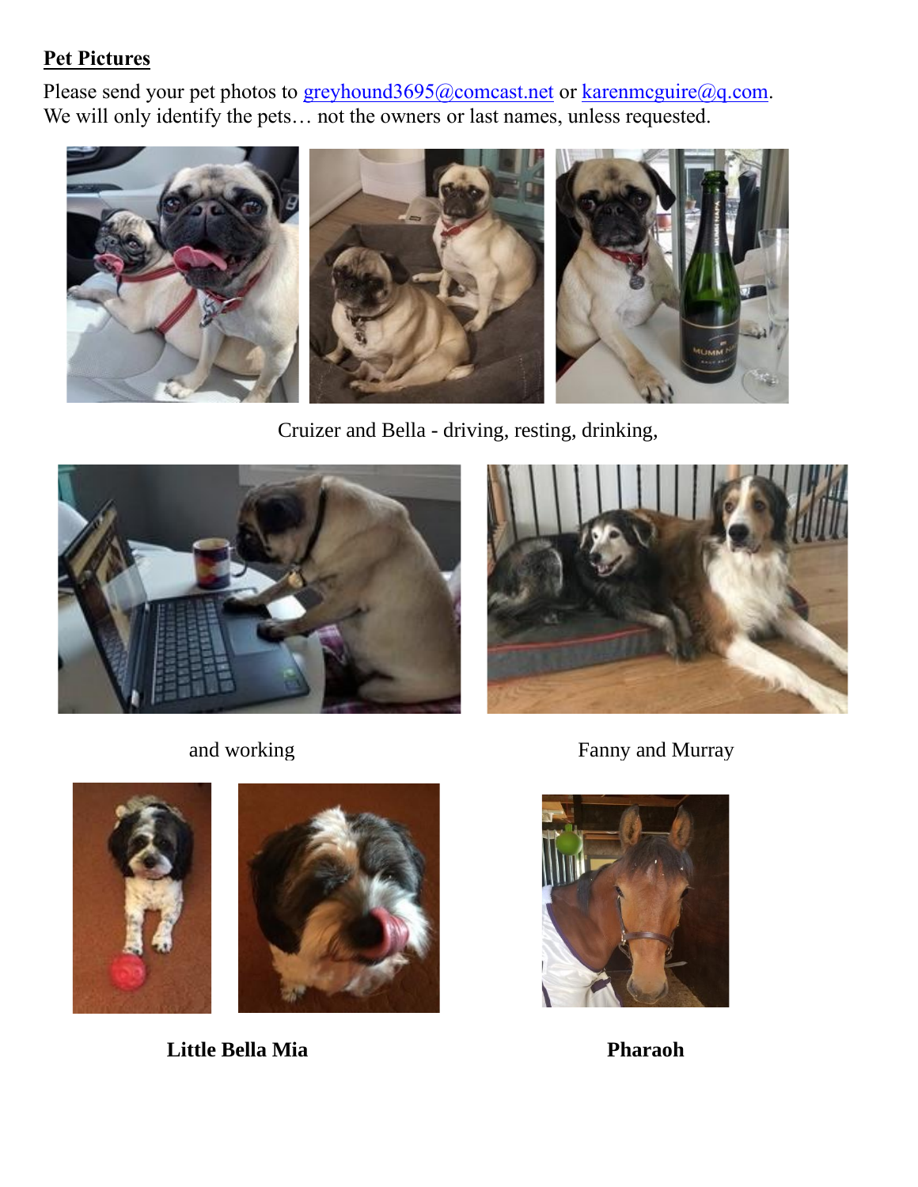**Pet Pictures**

Please send your pet photos to greyhound3695@comcast.net or karenmcguire@q.com.
We will only identify the pets… not the owners or last names, unless requested.

Cruizer and Bella - driving, resting, drinking,

and working

Fanny and Murray

**Little Bella Mia**

**Pharaoh**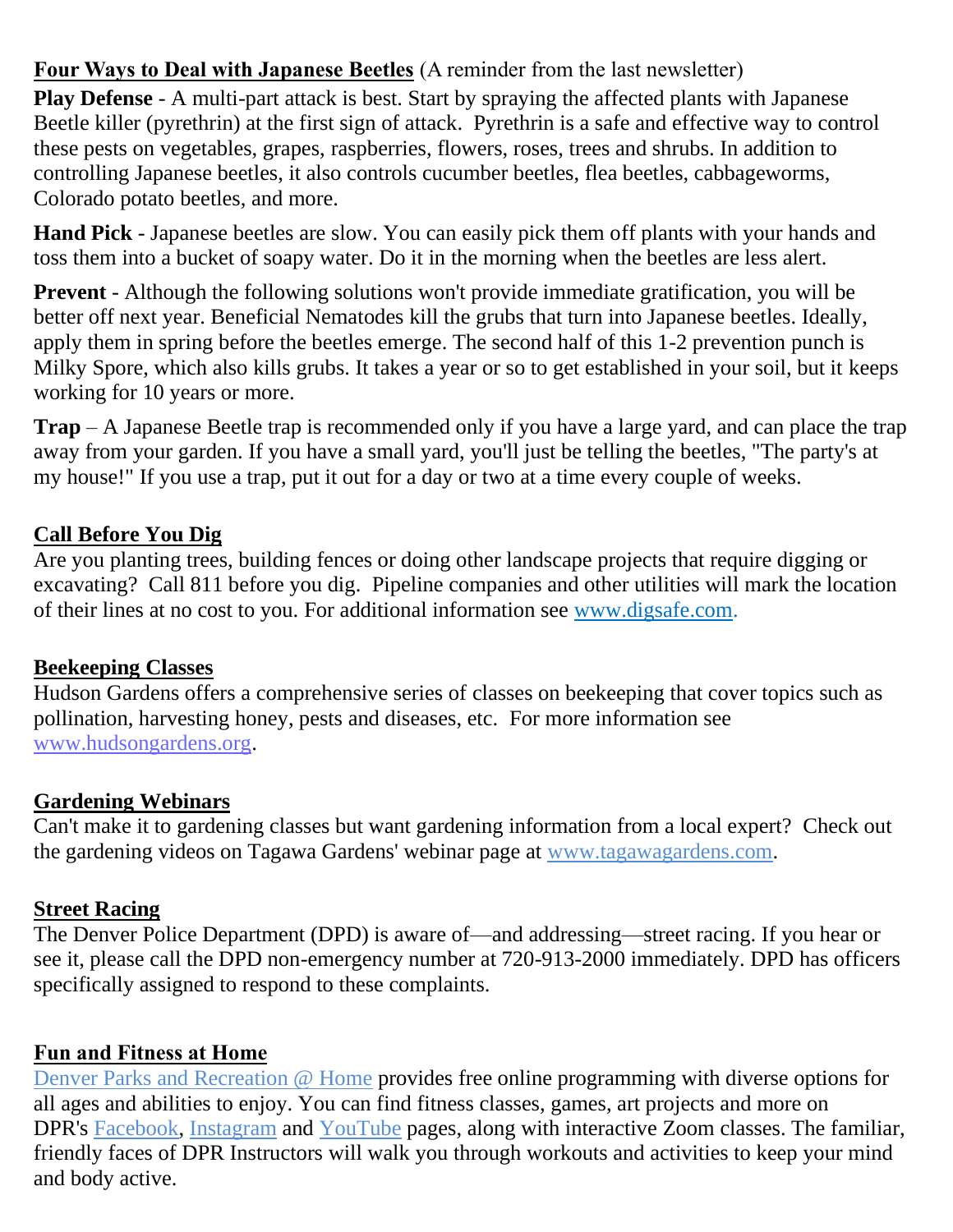**Four Ways to Deal with Japanese Beetles** (A reminder from the last newsletter)

**Play Defense** - A multi-part attack is best. Start by spraying the affected plants with Japanese Beetle killer (pyrethrin) at the first sign of attack. Pyrethrin is a safe and effective way to control these pests on vegetables, grapes, raspberries, flowers, roses, trees and shrubs. In addition to controlling Japanese beetles, it also controls cucumber beetles, flea beetles, cabbageworms, Colorado potato beetles, and more.

**Hand Pick** - Japanese beetles are slow. You can easily pick them off plants with your hands and toss them into a bucket of soapy water. Do it in the morning when the beetles are less alert.

**Prevent** - Although the following solutions won't provide immediate gratification, you will be better off next year. Beneficial Nematodes kill the grubs that turn into Japanese beetles. Ideally, apply them in spring before the beetles emerge. The second half of this 1-2 prevention punch is Milky Spore, which also kills grubs. It takes a year or so to get established in your soil, but it keeps working for 10 years or more.

**Trap** – A Japanese Beetle trap is recommended only if you have a large yard, and can place the trap away from your garden. If you have a small yard, you'll just be telling the beetles, "The party's at my house!" If you use a trap, put it out for a day or two at a time every couple of weeks.

**Call Before You Dig**

Are you planting trees, building fences or doing other landscape projects that require digging or excavating? Call 811 before you dig. Pipeline companies and other utilities will mark the location of their lines at no cost to you. For additional information see www.digsafe.com.

**Beekeeping Classes**

Hudson Gardens offers a comprehensive series of classes on beekeeping that cover topics such as pollination, harvesting honey, pests and diseases, etc. For more information see www.hudsongardens.org.

**Gardening Webinars**

Can't make it to gardening classes but want gardening information from a local expert? Check out the gardening videos on Tagawa Gardens' webinar page at www.tagawagardens.com.

**Street Racing**

The Denver Police Department (DPD) is aware of—and addressing—street racing. If you hear or see it, please call the DPD non-emergency number at 720-913-2000 immediately. DPD has officers specifically assigned to respond to these complaints.

**Fun and Fitness at Home**

Denver Parks and Recreation @ Home provides free online programming with diverse options for all ages and abilities to enjoy. You can find fitness classes, games, art projects and more on DPR's Facebook, Instagram and YouTube pages, along with interactive Zoom classes. The familiar, friendly faces of DPR Instructors will walk you through workouts and activities to keep your mind and body active.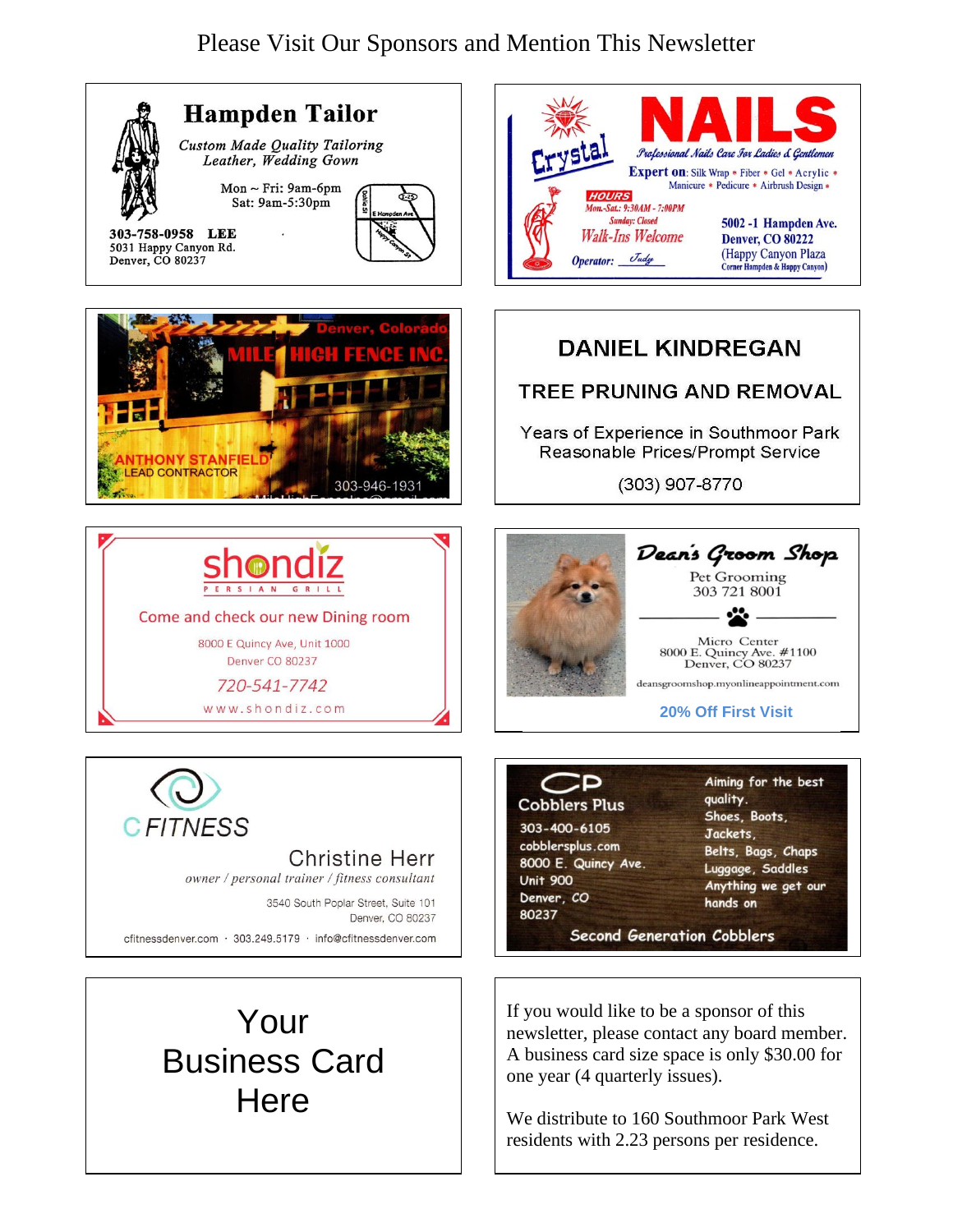# Please Visit Our Sponsors and Mention This Newsletter

**Hampden Tailor**

*Custom Made Quality Tailoring*
*Leather, Wedding Gown*

Mon ~ Fri: 9am-6pm
Sat: 9am-5:30pm

303-758-0958 LEE
5031 Happy Canyon Rd.
Denver, CO 80237

---

**Crystal NAILS**

*Professional Nails Care For Ladies & Gentlemen*

**Expert on:** Silk Wrap * Fiber * Gel * Acrylic * Manicure * Pedicure * Airbrush Design *

HOURS
Mon.-Sat.: 9:30AM - 7:00PM
Sunday: Closed
Walk-Ins Welcome

Operator: Judy

5002 -1 Hampden Ave.
Denver, CO 80222
(Happy Canyon Plaza
Corner Hampden & Happy Canyon)

---

Denver, Colorado
**MILE HIGH FENCE INC.**
ANTHONY STANFIELD
LEAD CONTRACTOR
303-946-1931

---

**DANIEL KINDREGAN**

**TREE PRUNING AND REMOVAL**

Years of Experience in Southmoor Park
Reasonable Prices/Prompt Service

(303) 907-8770

---

**shondiz**
PERSIAN GRILL

Come and check our new Dining room

8000 E Quincy Ave, Unit 1000
Denver CO 80237

720-541-7742

www.shondiz.com

---

**Dean's Groom Shop**

Pet Grooming
303 721 8001

Micro Center
8000 E. Quincy Ave. #1100
Denver, CO 80237

deansgroomshop.myonlineappointment.com

**20% Off First Visit**

---

**C FITNESS**

Christine Herr
*owner / personal trainer / fitness consultant*

3540 South Poplar Street, Suite 101
Denver, CO 80237

cfitnessdenver.com · 303.249.5179 · info@cfitnessdenver.com

---

**CP Cobblers Plus**

303-400-6105
cobblersplus.com
8000 E. Quincy Ave.
Unit 900
Denver, CO
80237

Aiming for the best quality.
Shoes, Boots, Jackets, Belts, Bags, Chaps
Luggage, Saddles
Anything we get our hands on

Second Generation Cobblers

---

Your
Business Card
Here

---

If you would like to be a sponsor of this newsletter, please contact any board member. A business card size space is only $30.00 for one year (4 quarterly issues).

We distribute to 160 Southmoor Park West residents with 2.23 persons per residence.